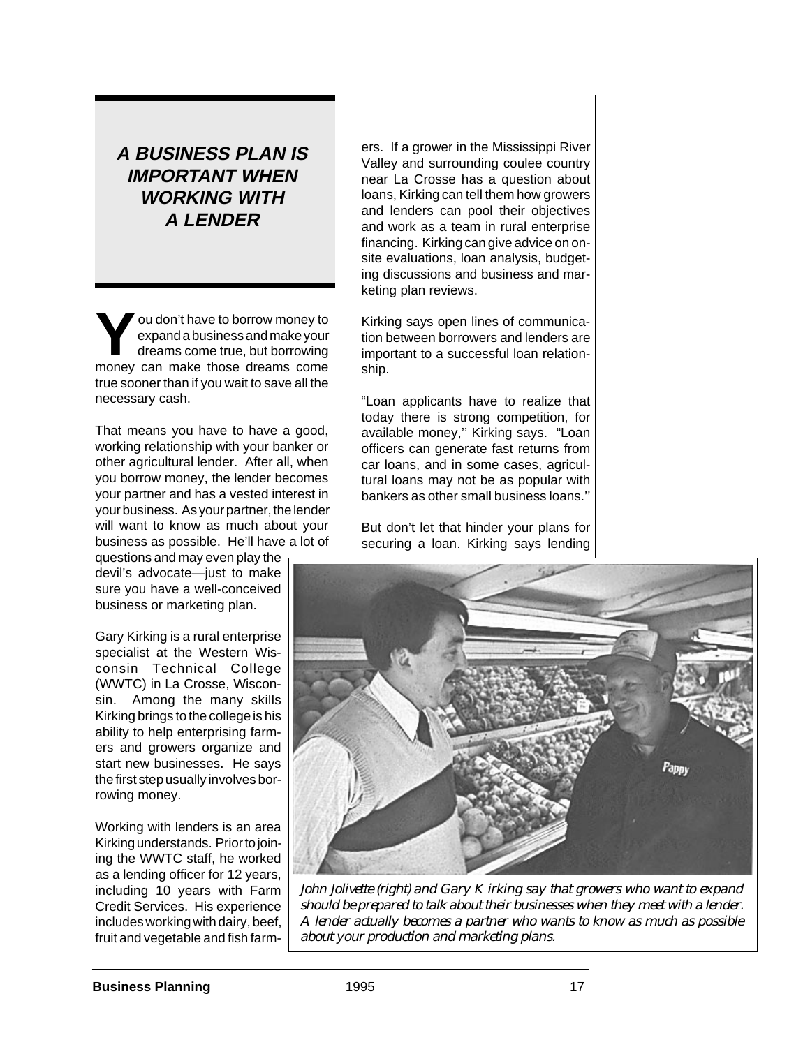# A BUSINESS PLAN IS IMPORTANT WHEN WORKING WITH A LENDER

You don't have to borrow money to expand a business and make your dreams come true, but borrowing money can make those dreams come true sooner than if you wait to save all the necessary cash.

That means you have to have a good, working relationship with your banker or other agricultural lender. After all, when you borrow money, the lender becomes your partner and has a vested interest in your business. As your partner, the lender will want to know as much about your business as possible. He'll have a lot of questions and may even play the devil's advocate—just to make sure you have a well-conceived business or marketing plan.

Gary Kirking is a rural enterprise specialist at the Western Wisconsin Technical College (WWTC) in La Crosse, Wisconsin. Among the many skills Kirking brings to the college is his ability to help enterprising farmers and growers organize and start new businesses. He says the first step usually involves borrowing money.

Working with lenders is an area Kirking understands. Prior to joining the WWTC staff, he worked as a lending officer for 12 years, including 10 years with Farm Credit Services. His experience includes working with dairy, beef, fruit and vegetable and fish farmers. If a grower in the Mississippi River Valley and surrounding coulee country near La Crosse has a question about loans, Kirking can tell them how growers and lenders can pool their objectives and work as a team in rural enterprise financing. Kirking can give advice on on-site evaluations, loan analysis, budgeting discussions and business and marketing plan reviews.

Kirking says open lines of communication between borrowers and lenders are important to a successful loan relationship.

"Loan applicants have to realize that today there is strong competition, for available money,'' Kirking says. "Loan officers can generate fast returns from car loans, and in some cases, agricultural loans may not be as popular with bankers as other small business loans.''

But don't let that hinder your plans for securing a loan. Kirking says lending

*John Jolivette (right) and Gary Kirking say that growers who want to expand should be prepared to talk about their businesses when they meet with a lender. A lender actually becomes a partner who wants to know as much as possible about your production and marketing plans.*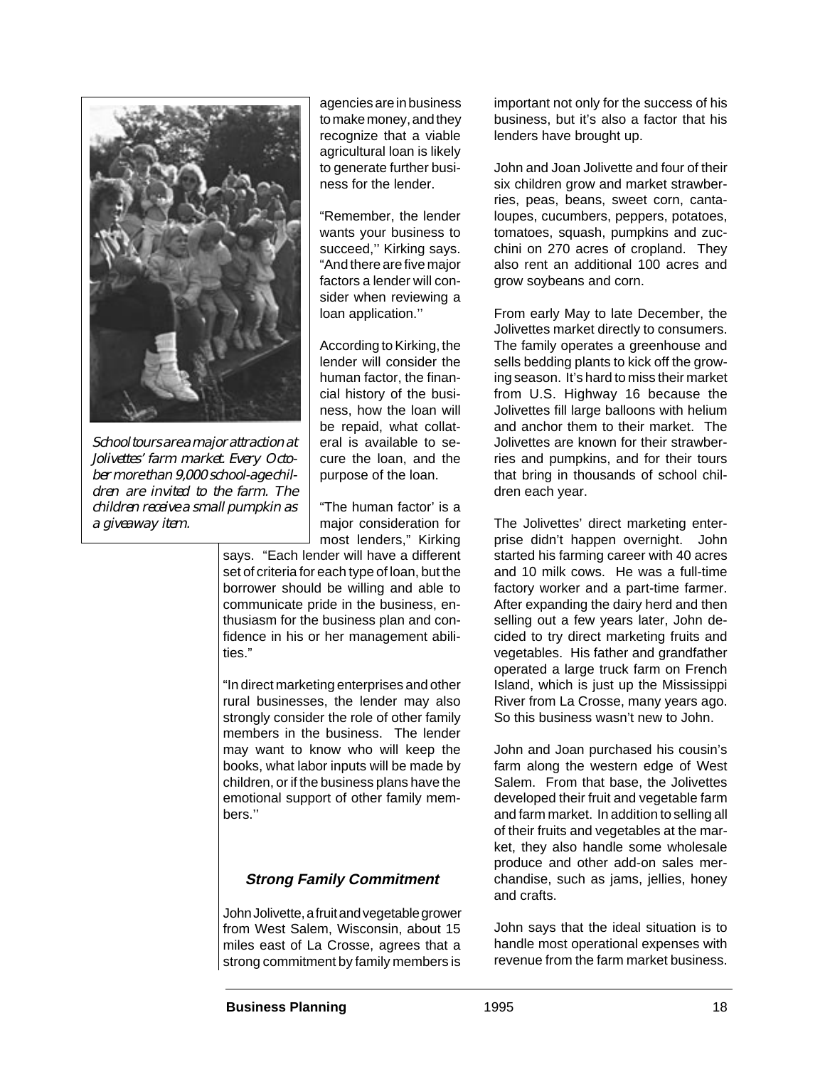*School tours are a major attraction at Jolivettes' farm market. Every October more than 9,000 school-age children are invited to the farm. The children receive a small pumpkin as a giveaway item.*

agencies are in business to make money, and they recognize that a viable agricultural loan is likely to generate further business for the lender.

"Remember, the lender wants your business to succeed,'' Kirking says. "And there are five major factors a lender will consider when reviewing a loan application.''

According to Kirking, the lender will consider the human factor, the financial history of the business, how the loan will be repaid, what collateral is available to secure the loan, and the purpose of the loan.

"The human factor' is a major consideration for most lenders," Kirking says. "Each lender will have a different set of criteria for each type of loan, but the borrower should be willing and able to communicate pride in the business, enthusiasm for the business plan and confidence in his or her management abilities."

"In direct marketing enterprises and other rural businesses, the lender may also strongly consider the role of other family members in the business. The lender may want to know who will keep the books, what labor inputs will be made by children, or if the business plans have the emotional support of other family members.''

### Strong Family Commitment

John Jolivette, a fruit and vegetable grower from West Salem, Wisconsin, about 15 miles east of La Crosse, agrees that a strong commitment by family members is important not only for the success of his business, but it's also a factor that his lenders have brought up.

John and Joan Jolivette and four of their six children grow and market strawberries, peas, beans, sweet corn, cantaloupes, cucumbers, peppers, potatoes, tomatoes, squash, pumpkins and zucchini on 270 acres of cropland. They also rent an additional 100 acres and grow soybeans and corn.

From early May to late December, the Jolivettes market directly to consumers. The family operates a greenhouse and sells bedding plants to kick off the growing season. It's hard to miss their market from U.S. Highway 16 because the Jolivettes fill large balloons with helium and anchor them to their market. The Jolivettes are known for their strawberries and pumpkins, and for their tours that bring in thousands of school children each year.

The Jolivettes' direct marketing enterprise didn't happen overnight. John started his farming career with 40 acres and 10 milk cows. He was a full-time factory worker and a part-time farmer. After expanding the dairy herd and then selling out a few years later, John decided to try direct marketing fruits and vegetables. His father and grandfather operated a large truck farm on French Island, which is just up the Mississippi River from La Crosse, many years ago. So this business wasn't new to John.

John and Joan purchased his cousin's farm along the western edge of West Salem. From that base, the Jolivettes developed their fruit and vegetable farm and farm market. In addition to selling all of their fruits and vegetables at the market, they also handle some wholesale produce and other add-on sales merchandise, such as jams, jellies, honey and crafts.

John says that the ideal situation is to handle most operational expenses with revenue from the farm market business.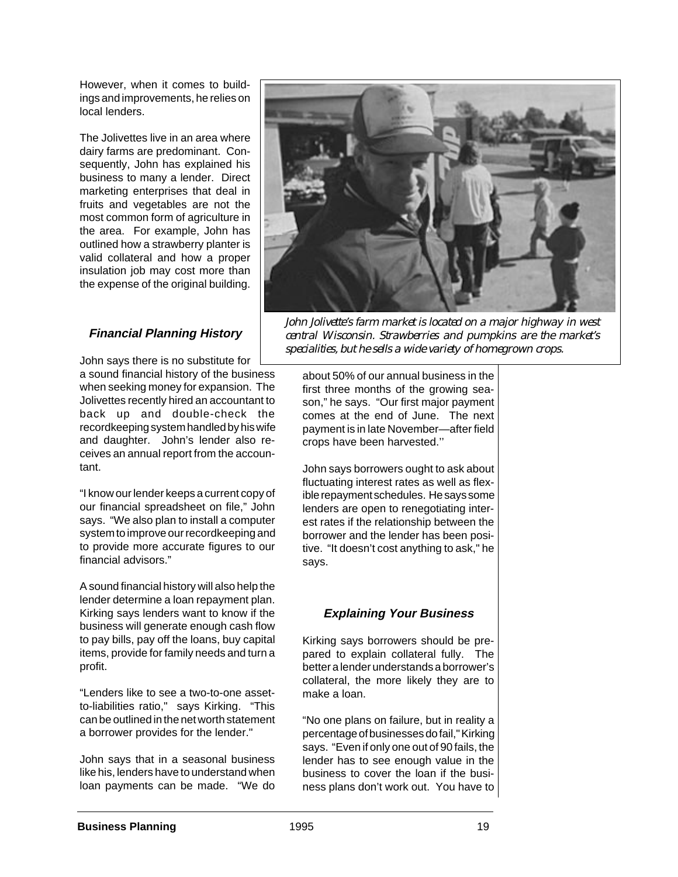However, when it comes to buildings and improvements, he relies on local lenders.

The Jolivettes live in an area where dairy farms are predominant. Consequently, John has explained his business to many a lender. Direct marketing enterprises that deal in fruits and vegetables are not the most common form of agriculture in the area. For example, John has outlined how a strawberry planter is valid collateral and how a proper insulation job may cost more than the expense of the original building.

*John Jolivette's farm market is located on a major highway in west central Wisconsin. Strawberries and pumpkins are the market's specialities, but he sells a wide variety of homegrown crops.*

### *Financial Planning History*

John says there is no substitute for a sound financial history of the business when seeking money for expansion. The Jolivettes recently hired an accountant to back up and double-check the recordkeeping system handled by his wife and daughter. John's lender also receives an annual report from the accountant.

"I know our lender keeps a current copy of our financial spreadsheet on file," John says. "We also plan to install a computer system to improve our recordkeeping and to provide more accurate figures to our financial advisors."

A sound financial history will also help the lender determine a loan repayment plan. Kirking says lenders want to know if the business will generate enough cash flow to pay bills, pay off the loans, buy capital items, provide for family needs and turn a profit.

"Lenders like to see a two-to-one asset-to-liabilities ratio," says Kirking. "This can be outlined in the net worth statement a borrower provides for the lender."

John says that in a seasonal business like his, lenders have to understand when loan payments can be made. "We do about 50% of our annual business in the first three months of the growing season," he says. "Our first major payment comes at the end of June. The next payment is in late November—after field crops have been harvested."

John says borrowers ought to ask about fluctuating interest rates as well as flexible repayment schedules. He says some lenders are open to renegotiating interest rates if the relationship between the borrower and the lender has been positive. "It doesn't cost anything to ask," he says.

### *Explaining Your Business*

Kirking says borrowers should be prepared to explain collateral fully. The better a lender understands a borrower's collateral, the more likely they are to make a loan.

"No one plans on failure, but in reality a percentage of businesses do fail," Kirking says. "Even if only one out of 90 fails, the lender has to see enough value in the business to cover the loan if the business plans don't work out. You have to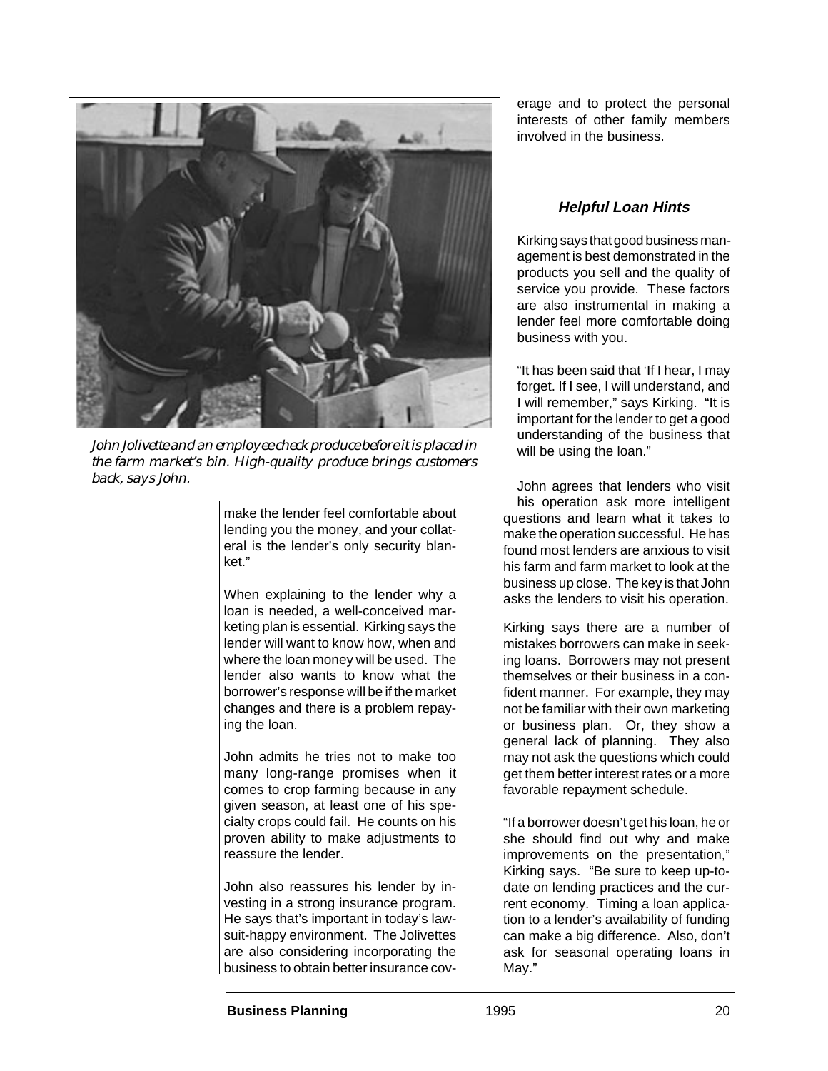John Jolivette and an employee check produce before it is placed in the farm market's bin. High-quality produce brings customers back, says John.

make the lender feel comfortable about lending you the money, and your collateral is the lender's only security blanket."

When explaining to the lender why a loan is needed, a well-conceived marketing plan is essential. Kirking says the lender will want to know how, when and where the loan money will be used. The lender also wants to know what the borrower's response will be if the market changes and there is a problem repaying the loan.

John admits he tries not to make too many long-range promises when it comes to crop farming because in any given season, at least one of his specialty crops could fail. He counts on his proven ability to make adjustments to reassure the lender.

John also reassures his lender by investing in a strong insurance program. He says that's important in today's lawsuit-happy environment. The Jolivettes are also considering incorporating the business to obtain better insurance coverage and to protect the personal interests of other family members involved in the business.

### Helpful Loan Hints

Kirking says that good business management is best demonstrated in the products you sell and the quality of service you provide. These factors are also instrumental in making a lender feel more comfortable doing business with you.

"It has been said that 'If I hear, I may forget. If I see, I will understand, and I will remember," says Kirking. "It is important for the lender to get a good understanding of the business that will be using the loan."

John agrees that lenders who visit his operation ask more intelligent questions and learn what it takes to make the operation successful. He has found most lenders are anxious to visit his farm and farm market to look at the business up close. The key is that John asks the lenders to visit his operation.

Kirking says there are a number of mistakes borrowers can make in seeking loans. Borrowers may not present themselves or their business in a confident manner. For example, they may not be familiar with their own marketing or business plan. Or, they show a general lack of planning. They also may not ask the questions which could get them better interest rates or a more favorable repayment schedule.

"If a borrower doesn't get his loan, he or she should find out why and make improvements on the presentation," Kirking says. "Be sure to keep up-to-date on lending practices and the current economy. Timing a loan application to a lender's availability of funding can make a big difference. Also, don't ask for seasonal operating loans in May."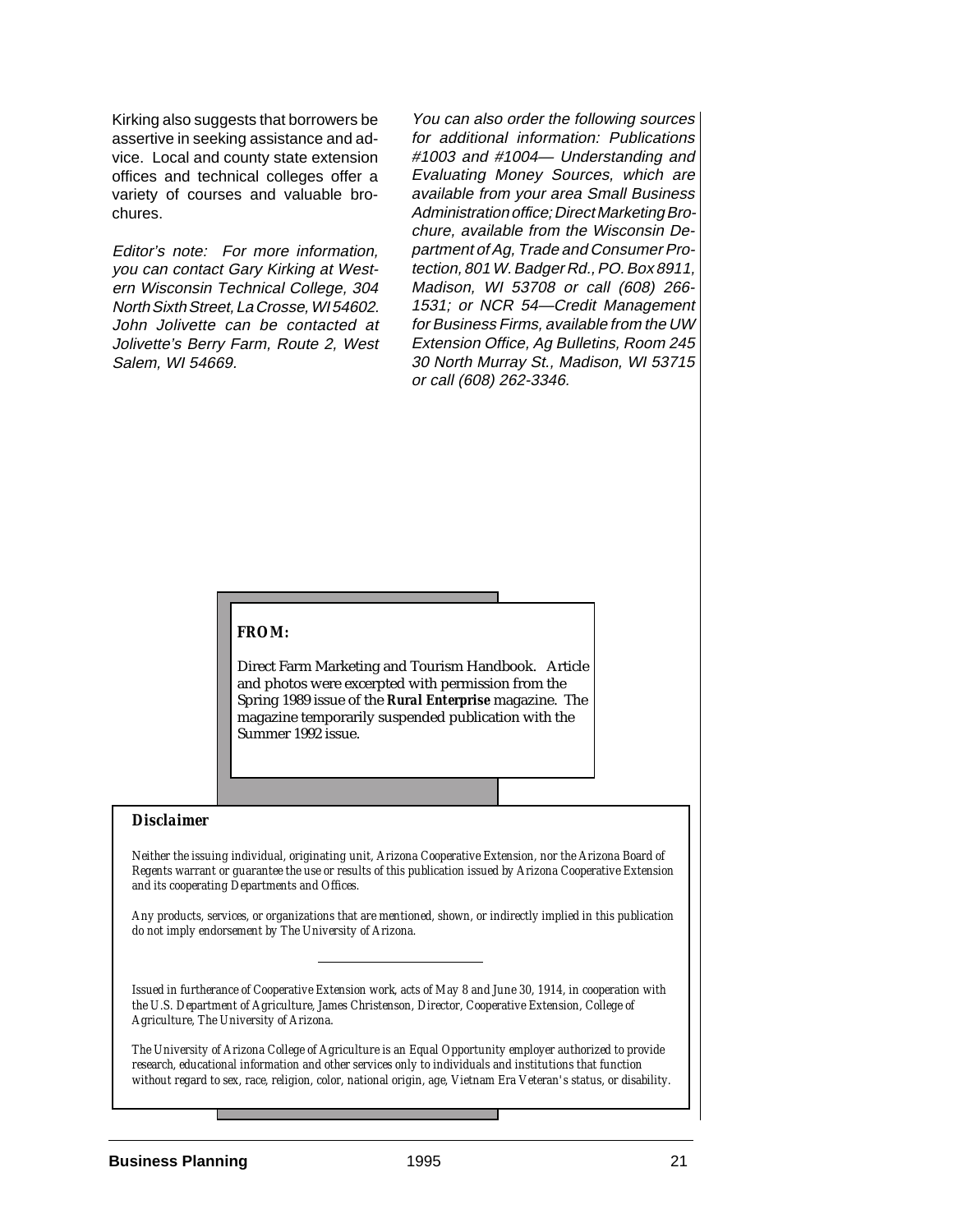Kirking also suggests that borrowers be assertive in seeking assistance and advice. Local and county state extension offices and technical colleges offer a variety of courses and valuable brochures.

*Editor's note: For more information, you can contact Gary Kirking at Western Wisconsin Technical College, 304 North Sixth Street, La Crosse, WI 54602. John Jolivette can be contacted at Jolivette's Berry Farm, Route 2, West Salem, WI 54669.*

*You can also order the following sources for additional information: Publications #1003 and #1004— Understanding and Evaluating Money Sources, which are available from your area Small Business Administration office; Direct Marketing Brochure, available from the Wisconsin Department of Ag, Trade and Consumer Protection, 801 W. Badger Rd., PO. Box 8911, Madison, WI 53708 or call (608) 266-1531; or NCR 54—Credit Management for Business Firms, available from the UW Extension Office, Ag Bulletins, Room 245 30 North Murray St., Madison, WI 53715 or call (608) 262-3346.*

**FROM:**

Direct Farm Marketing and Tourism Handbook. Article and photos were excerpted with permission from the Spring 1989 issue of the ***Rural Enterprise*** magazine. The magazine temporarily suspended publication with the Summer 1992 issue.

***Disclaimer***

*Neither the issuing individual, originating unit, Arizona Cooperative Extension, nor the Arizona Board of Regents warrant or guarantee the use or results of this publication issued by Arizona Cooperative Extension and its cooperating Departments and Offices.*

*Any products, services, or organizations that are mentioned, shown, or indirectly implied in this publication do not imply endorsement by The University of Arizona.*

---

*Issued in furtherance of Cooperative Extension work, acts of May 8 and June 30, 1914, in cooperation with the U.S. Department of Agriculture, James Christenson, Director, Cooperative Extension, College of Agriculture, The University of Arizona.*

*The University of Arizona College of Agriculture is an Equal Opportunity employer authorized to provide research, educational information and other services only to individuals and institutions that function without regard to sex, race, religion, color, national origin, age, Vietnam Era Veteran's status, or disability.*